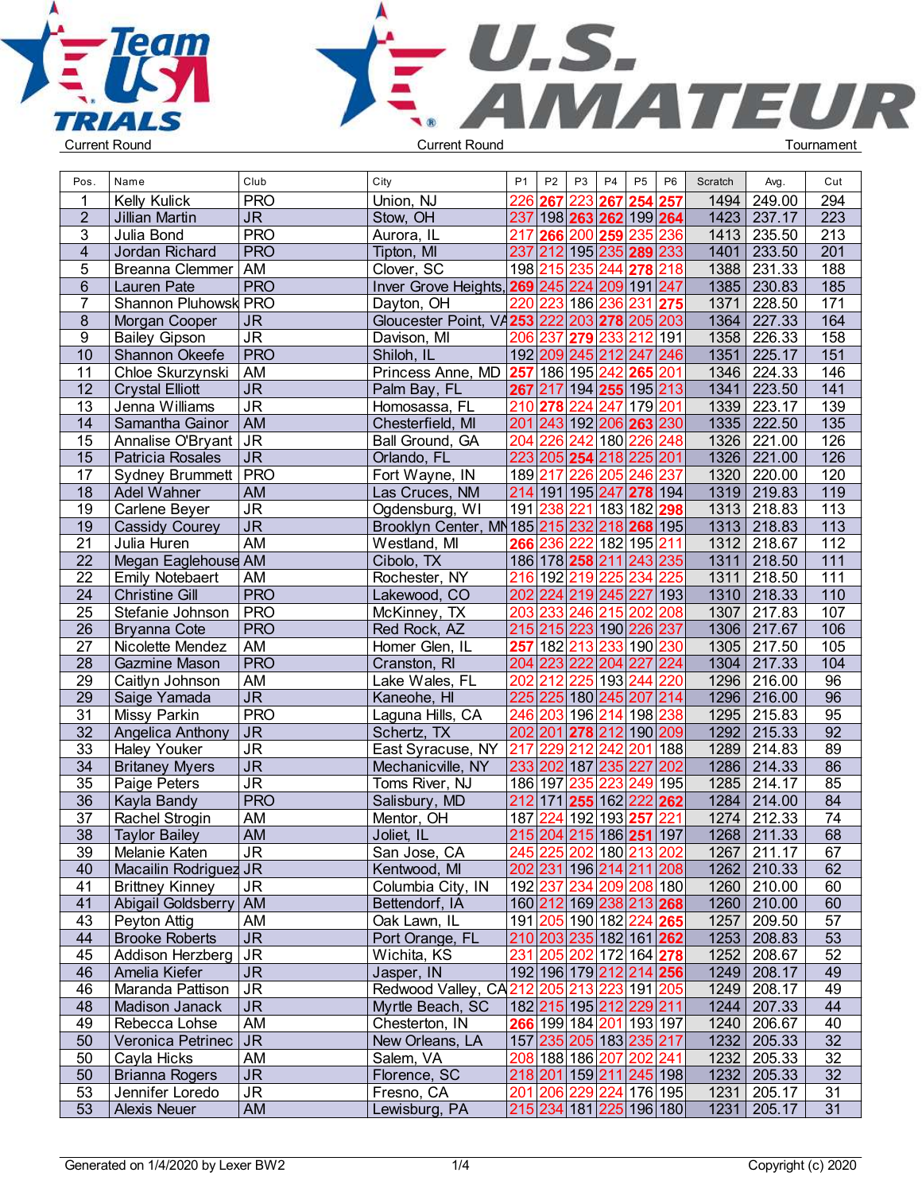# Team USA Trials — U.S. Amateur

| Current Round | Current Round | Tournament |
|---|---|---|

| Pos. | Name | Club | City | P1 | P2 | P3 | P4 | P5 | P6 | Scratch | Avg. | Cut |
|---|---|---|---|---|---|---|---|---|---|---|---|---|
| 1 | Kelly Kulick | PRO | Union, NJ | 226 | 267 | 223 | 267 | 254 | 257 | 1494 | 249.00 | 294 |
| 2 | Jillian Martin | JR | Stow, OH | 237 | 198 | 263 | 262 | 199 | 264 | 1423 | 237.17 | 223 |
| 3 | Julia Bond | PRO | Aurora, IL | 217 | 266 | 200 | 259 | 235 | 236 | 1413 | 235.50 | 213 |
| 4 | Jordan Richard | PRO | Tipton, MI | 237 | 212 | 195 | 235 | 289 | 233 | 1401 | 233.50 | 201 |
| 5 | Breanna Clemmer | AM | Clover, SC | 198 | 215 | 235 | 244 | 278 | 218 | 1388 | 231.33 | 188 |
| 6 | Lauren Pate | PRO | Inver Grove Heights, | 269 | 245 | 224 | 209 | 191 | 247 | 1385 | 230.83 | 185 |
| 7 | Shannon Pluhowsk | PRO | Dayton, OH | 220 | 223 | 186 | 236 | 231 | 275 | 1371 | 228.50 | 171 |
| 8 | Morgan Cooper | JR | Gloucester Point, VA | 253 | 222 | 203 | 278 | 205 | 203 | 1364 | 227.33 | 164 |
| 9 | Bailey Gipson | JR | Davison, MI | 206 | 237 | 279 | 233 | 212 | 191 | 1358 | 226.33 | 158 |
| 10 | Shannon Okeefe | PRO | Shiloh, IL | 192 | 209 | 245 | 212 | 247 | 246 | 1351 | 225.17 | 151 |
| 11 | Chloe Skurzynski | AM | Princess Anne, MD | 257 | 186 | 195 | 242 | 265 | 201 | 1346 | 224.33 | 146 |
| 12 | Crystal Elliott | JR | Palm Bay, FL | 267 | 217 | 194 | 255 | 195 | 213 | 1341 | 223.50 | 141 |
| 13 | Jenna Williams | JR | Homosassa, FL | 210 | 278 | 224 | 247 | 179 | 201 | 1339 | 223.17 | 139 |
| 14 | Samantha Gainor | AM | Chesterfield, MI | 201 | 243 | 192 | 206 | 263 | 230 | 1335 | 222.50 | 135 |
| 15 | Annalise O'Bryant | JR | Ball Ground, GA | 204 | 226 | 242 | 180 | 226 | 248 | 1326 | 221.00 | 126 |
| 15 | Patricia Rosales | JR | Orlando, FL | 223 | 205 | 254 | 218 | 225 | 201 | 1326 | 221.00 | 126 |
| 17 | Sydney Brummett | PRO | Fort Wayne, IN | 189 | 217 | 226 | 205 | 246 | 237 | 1320 | 220.00 | 120 |
| 18 | Adel Wahner | AM | Las Cruces, NM | 214 | 191 | 195 | 247 | 278 | 194 | 1319 | 219.83 | 119 |
| 19 | Carlene Beyer | JR | Ogdensburg, WI | 191 | 238 | 221 | 183 | 182 | 298 | 1313 | 218.83 | 113 |
| 19 | Cassidy Courey | JR | Brooklyn Center, MN | 185 | 215 | 232 | 218 | 268 | 195 | 1313 | 218.83 | 113 |
| 21 | Julia Huren | AM | Westland, MI | 266 | 236 | 222 | 182 | 195 | 211 | 1312 | 218.67 | 112 |
| 22 | Megan Eaglehouse | AM | Cibolo, TX | 186 | 178 | 258 | 211 | 243 | 235 | 1311 | 218.50 | 111 |
| 22 | Emily Notebaert | AM | Rochester, NY | 216 | 192 | 219 | 225 | 234 | 225 | 1311 | 218.50 | 111 |
| 24 | Christine Gill | PRO | Lakewood, CO | 202 | 224 | 219 | 245 | 227 | 193 | 1310 | 218.33 | 110 |
| 25 | Stefanie Johnson | PRO | McKinney, TX | 203 | 233 | 246 | 215 | 202 | 208 | 1307 | 217.83 | 107 |
| 26 | Bryanna Cote | PRO | Red Rock, AZ | 215 | 215 | 223 | 190 | 226 | 237 | 1306 | 217.67 | 106 |
| 27 | Nicolette Mendez | AM | Homer Glen, IL | 257 | 182 | 213 | 233 | 190 | 230 | 1305 | 217.50 | 105 |
| 28 | Gazmine Mason | PRO | Cranston, RI | 204 | 223 | 222 | 204 | 227 | 224 | 1304 | 217.33 | 104 |
| 29 | Caitlyn Johnson | AM | Lake Wales, FL | 202 | 212 | 225 | 193 | 244 | 220 | 1296 | 216.00 | 96 |
| 29 | Saige Yamada | JR | Kaneohe, HI | 225 | 225 | 180 | 245 | 207 | 214 | 1296 | 216.00 | 96 |
| 31 | Missy Parkin | PRO | Laguna Hills, CA | 246 | 203 | 196 | 214 | 198 | 238 | 1295 | 215.83 | 95 |
| 32 | Angelica Anthony | JR | Schertz, TX | 202 | 201 | 278 | 212 | 190 | 209 | 1292 | 215.33 | 92 |
| 33 | Haley Youker | JR | East Syracuse, NY | 217 | 229 | 212 | 242 | 201 | 188 | 1289 | 214.83 | 89 |
| 34 | Britaney Myers | JR | Mechanicville, NY | 233 | 202 | 187 | 235 | 227 | 202 | 1286 | 214.33 | 86 |
| 35 | Paige Peters | JR | Toms River, NJ | 186 | 197 | 235 | 223 | 249 | 195 | 1285 | 214.17 | 85 |
| 36 | Kayla Bandy | PRO | Salisbury, MD | 212 | 171 | 255 | 162 | 222 | 262 | 1284 | 214.00 | 84 |
| 37 | Rachel Strogin | AM | Mentor, OH | 187 | 224 | 192 | 193 | 257 | 221 | 1274 | 212.33 | 74 |
| 38 | Taylor Bailey | AM | Joliet, IL | 215 | 204 | 215 | 186 | 251 | 197 | 1268 | 211.33 | 68 |
| 39 | Melanie Katen | JR | San Jose, CA | 245 | 225 | 202 | 180 | 213 | 202 | 1267 | 211.17 | 67 |
| 40 | Macailin Rodriguez | JR | Kentwood, MI | 202 | 231 | 196 | 214 | 211 | 208 | 1262 | 210.33 | 62 |
| 41 | Brittney Kinney | JR | Columbia City, IN | 192 | 237 | 234 | 209 | 208 | 180 | 1260 | 210.00 | 60 |
| 41 | Abigail Goldsberry | AM | Bettendorf, IA | 160 | 212 | 169 | 238 | 213 | 268 | 1260 | 210.00 | 60 |
| 43 | Peyton Attig | AM | Oak Lawn, IL | 191 | 205 | 190 | 182 | 224 | 265 | 1257 | 209.50 | 57 |
| 44 | Brooke Roberts | JR | Port Orange, FL | 210 | 203 | 235 | 182 | 161 | 262 | 1253 | 208.83 | 53 |
| 45 | Addison Herzberg | JR | Wichita, KS | 231 | 205 | 202 | 172 | 164 | 278 | 1252 | 208.67 | 52 |
| 46 | Amelia Kiefer | JR | Jasper, IN | 192 | 196 | 179 | 212 | 214 | 256 | 1249 | 208.17 | 49 |
| 46 | Maranda Pattison | JR | Redwood Valley, CA | 212 | 205 | 213 | 223 | 191 | 205 | 1249 | 208.17 | 49 |
| 48 | Madison Janack | JR | Myrtle Beach, SC | 182 | 215 | 195 | 212 | 229 | 211 | 1244 | 207.33 | 44 |
| 49 | Rebecca Lohse | AM | Chesterton, IN | 266 | 199 | 184 | 201 | 193 | 197 | 1240 | 206.67 | 40 |
| 50 | Veronica Petrinec | JR | New Orleans, LA | 157 | 235 | 205 | 183 | 235 | 217 | 1232 | 205.33 | 32 |
| 50 | Cayla Hicks | AM | Salem, VA | 208 | 188 | 186 | 207 | 202 | 241 | 1232 | 205.33 | 32 |
| 50 | Brianna Rogers | JR | Florence, SC | 218 | 201 | 159 | 211 | 245 | 198 | 1232 | 205.33 | 32 |
| 53 | Jennifer Loredo | JR | Fresno, CA | 201 | 206 | 229 | 224 | 176 | 195 | 1231 | 205.17 | 31 |
| 53 | Alexis Neuer | AM | Lewisburg, PA | 215 | 234 | 181 | 225 | 196 | 180 | 1231 | 205.17 | 31 |

Generated on 1/4/2020 by Lexer BW2 — Copyright (c) 2020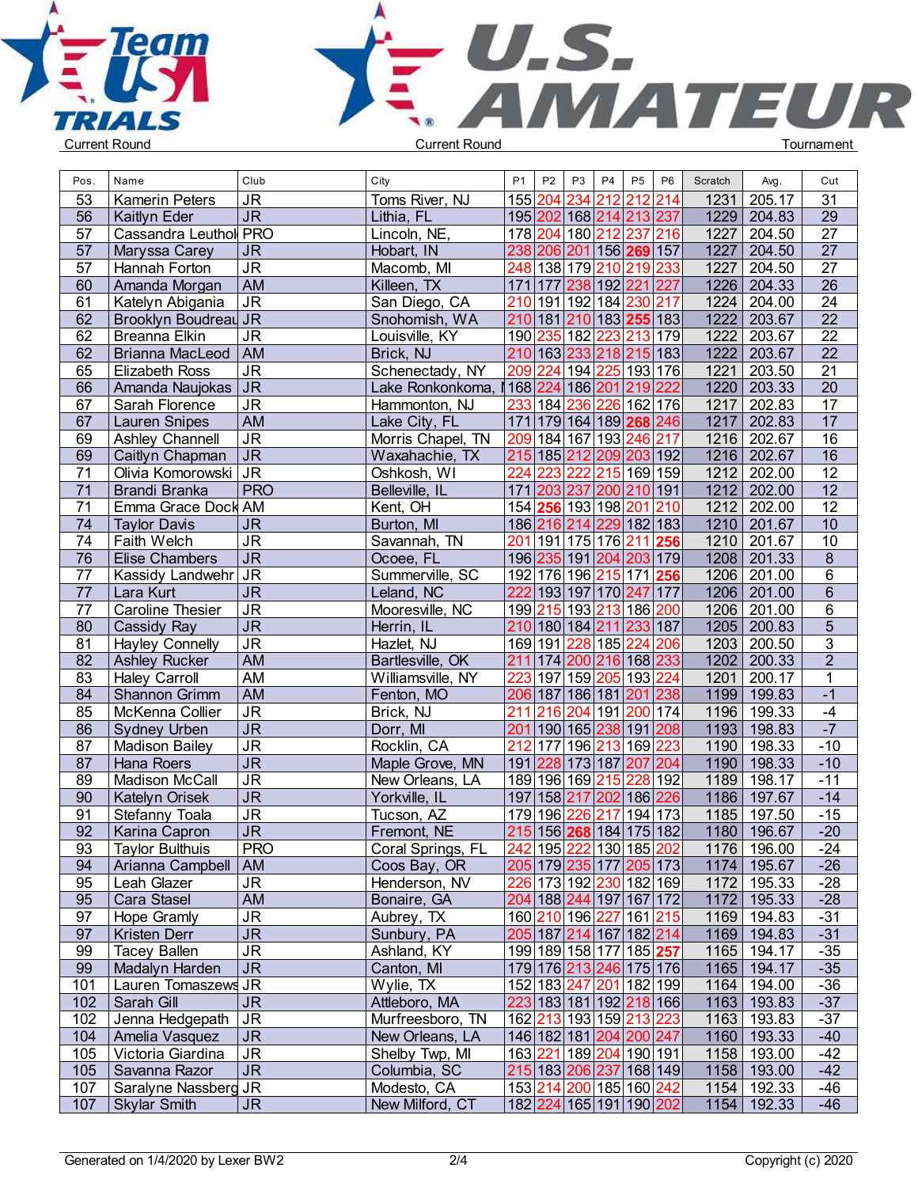Current Round | Current Round | Tournament

| Pos. | Name | Club | City | P1 | P2 | P3 | P4 | P5 | P6 | Scratch | Avg. | Cut |
|---|---|---|---|---|---|---|---|---|---|---|---|---|
| 53 | Kamerin Peters | JR | Toms River, NJ | 155 | 204 | 234 | 212 | 212 | 214 | 1231 | 205.17 | 31 |
| 56 | Kaitlyn Eder | JR | Lithia, FL | 195 | 202 | 168 | 214 | 213 | 237 | 1229 | 204.83 | 29 |
| 57 | Cassandra Leuthol | PRO | Lincoln, NE, | 178 | 204 | 180 | 212 | 237 | 216 | 1227 | 204.50 | 27 |
| 57 | Maryssa Carey | JR | Hobart, IN | 238 | 206 | 201 | 156 | 269 | 157 | 1227 | 204.50 | 27 |
| 57 | Hannah Forton | JR | Macomb, MI | 248 | 138 | 179 | 210 | 219 | 233 | 1227 | 204.50 | 27 |
| 60 | Amanda Morgan | AM | Killeen, TX | 171 | 177 | 238 | 192 | 221 | 227 | 1226 | 204.33 | 26 |
| 61 | Katelyn Abigania | JR | San Diego, CA | 210 | 191 | 192 | 184 | 230 | 217 | 1224 | 204.00 | 24 |
| 62 | Brooklyn Boudreau | JR | Snohomish, WA | 210 | 181 | 210 | 183 | 255 | 183 | 1222 | 203.67 | 22 |
| 62 | Breanna Elkin | JR | Louisville, KY | 190 | 235 | 182 | 223 | 213 | 179 | 1222 | 203.67 | 22 |
| 62 | Brianna MacLeod | AM | Brick, NJ | 210 | 163 | 233 | 218 | 215 | 183 | 1222 | 203.67 | 22 |
| 65 | Elizabeth Ross | JR | Schenectady, NY | 209 | 224 | 194 | 225 | 193 | 176 | 1221 | 203.50 | 21 |
| 66 | Amanda Naujokas | JR | Lake Ronkonkoma, N | 168 | 224 | 186 | 201 | 219 | 222 | 1220 | 203.33 | 20 |
| 67 | Sarah Florence | JR | Hammonton, NJ | 233 | 184 | 236 | 226 | 162 | 176 | 1217 | 202.83 | 17 |
| 67 | Lauren Snipes | AM | Lake City, FL | 171 | 179 | 164 | 189 | 268 | 246 | 1217 | 202.83 | 17 |
| 69 | Ashley Channell | JR | Morris Chapel, TN | 209 | 184 | 167 | 193 | 246 | 217 | 1216 | 202.67 | 16 |
| 69 | Caitlyn Chapman | JR | Waxahachie, TX | 215 | 185 | 212 | 209 | 203 | 192 | 1216 | 202.67 | 16 |
| 71 | Olivia Komorowski | JR | Oshkosh, WI | 224 | 223 | 222 | 215 | 169 | 159 | 1212 | 202.00 | 12 |
| 71 | Brandi Branka | PRO | Belleville, IL | 171 | 203 | 237 | 200 | 210 | 191 | 1212 | 202.00 | 12 |
| 71 | Emma Grace Dock | AM | Kent, OH | 154 | 256 | 193 | 198 | 201 | 210 | 1212 | 202.00 | 12 |
| 74 | Taylor Davis | JR | Burton, MI | 186 | 216 | 214 | 229 | 182 | 183 | 1210 | 201.67 | 10 |
| 74 | Faith Welch | JR | Savannah, TN | 201 | 191 | 175 | 176 | 211 | 256 | 1210 | 201.67 | 10 |
| 76 | Elise Chambers | JR | Ocoee, FL | 196 | 235 | 191 | 204 | 203 | 179 | 1208 | 201.33 | 8 |
| 77 | Kassidy Landwehr | JR | Summerville, SC | 192 | 176 | 196 | 215 | 171 | 256 | 1206 | 201.00 | 6 |
| 77 | Lara Kurt | JR | Leland, NC | 222 | 193 | 197 | 170 | 247 | 177 | 1206 | 201.00 | 6 |
| 77 | Caroline Thesier | JR | Mooresville, NC | 199 | 215 | 193 | 213 | 186 | 200 | 1206 | 201.00 | 6 |
| 80 | Cassidy Ray | JR | Herrin, IL | 210 | 180 | 184 | 211 | 233 | 187 | 1205 | 200.83 | 5 |
| 81 | Hayley Connelly | JR | Hazlet, NJ | 169 | 191 | 228 | 185 | 224 | 206 | 1203 | 200.50 | 3 |
| 82 | Ashley Rucker | AM | Bartlesville, OK | 211 | 174 | 200 | 216 | 168 | 233 | 1202 | 200.33 | 2 |
| 83 | Haley Carroll | AM | Williamsville, NY | 223 | 197 | 159 | 205 | 193 | 224 | 1201 | 200.17 | 1 |
| 84 | Shannon Grimm | AM | Fenton, MO | 206 | 187 | 186 | 181 | 201 | 238 | 1199 | 199.83 | -1 |
| 85 | McKenna Collier | JR | Brick, NJ | 211 | 216 | 204 | 191 | 200 | 174 | 1196 | 199.33 | -4 |
| 86 | Sydney Urben | JR | Dorr, MI | 201 | 190 | 165 | 238 | 191 | 208 | 1193 | 198.83 | -7 |
| 87 | Madison Bailey | JR | Rocklin, CA | 212 | 177 | 196 | 213 | 169 | 223 | 1190 | 198.33 | -10 |
| 87 | Hana Roers | JR | Maple Grove, MN | 191 | 228 | 173 | 187 | 207 | 204 | 1190 | 198.33 | -10 |
| 89 | Madison McCall | JR | New Orleans, LA | 189 | 196 | 169 | 215 | 228 | 192 | 1189 | 198.17 | -11 |
| 90 | Katelyn Orisek | JR | Yorkville, IL | 197 | 158 | 217 | 202 | 186 | 226 | 1186 | 197.67 | -14 |
| 91 | Stefanny Toala | JR | Tucson, AZ | 179 | 196 | 226 | 217 | 194 | 173 | 1185 | 197.50 | -15 |
| 92 | Karina Capron | JR | Fremont, NE | 215 | 156 | 268 | 184 | 175 | 182 | 1180 | 196.67 | -20 |
| 93 | Taylor Bulthuis | PRO | Coral Springs, FL | 242 | 195 | 222 | 130 | 185 | 202 | 1176 | 196.00 | -24 |
| 94 | Arianna Campbell | AM | Coos Bay, OR | 205 | 179 | 235 | 177 | 205 | 173 | 1174 | 195.67 | -26 |
| 95 | Leah Glazer | JR | Henderson, NV | 226 | 173 | 192 | 230 | 182 | 169 | 1172 | 195.33 | -28 |
| 95 | Cara Stasel | AM | Bonaire, GA | 204 | 188 | 244 | 197 | 167 | 172 | 1172 | 195.33 | -28 |
| 97 | Hope Gramly | JR | Aubrey, TX | 160 | 210 | 196 | 227 | 161 | 215 | 1169 | 194.83 | -31 |
| 97 | Kristen Derr | JR | Sunbury, PA | 205 | 187 | 214 | 167 | 182 | 214 | 1169 | 194.83 | -31 |
| 99 | Tacey Ballen | JR | Ashland, KY | 199 | 189 | 158 | 177 | 185 | 257 | 1165 | 194.17 | -35 |
| 99 | Madalyn Harden | JR | Canton, MI | 179 | 176 | 213 | 246 | 175 | 176 | 1165 | 194.17 | -35 |
| 101 | Lauren Tomaszews | JR | Wylie, TX | 152 | 183 | 247 | 201 | 182 | 199 | 1164 | 194.00 | -36 |
| 102 | Sarah Gill | JR | Attleboro, MA | 223 | 183 | 181 | 192 | 218 | 166 | 1163 | 193.83 | -37 |
| 102 | Jenna Hedgepath | JR | Murfreesboro, TN | 162 | 213 | 193 | 159 | 213 | 223 | 1163 | 193.83 | -37 |
| 104 | Amelia Vasquez | JR | New Orleans, LA | 146 | 182 | 181 | 204 | 200 | 247 | 1160 | 193.33 | -40 |
| 105 | Victoria Giardina | JR | Shelby Twp, MI | 163 | 221 | 189 | 204 | 190 | 191 | 1158 | 193.00 | -42 |
| 105 | Savanna Razor | JR | Columbia, SC | 215 | 183 | 206 | 237 | 168 | 149 | 1158 | 193.00 | -42 |
| 107 | Saralyne Nassberg | JR | Modesto, CA | 153 | 214 | 200 | 185 | 160 | 242 | 1154 | 192.33 | -46 |
| 107 | Skylar Smith | JR | New Milford, CT | 182 | 224 | 165 | 191 | 190 | 202 | 1154 | 192.33 | -46 |

Generated on 1/4/2020 by Lexer BW2 | Copyright (c) 2020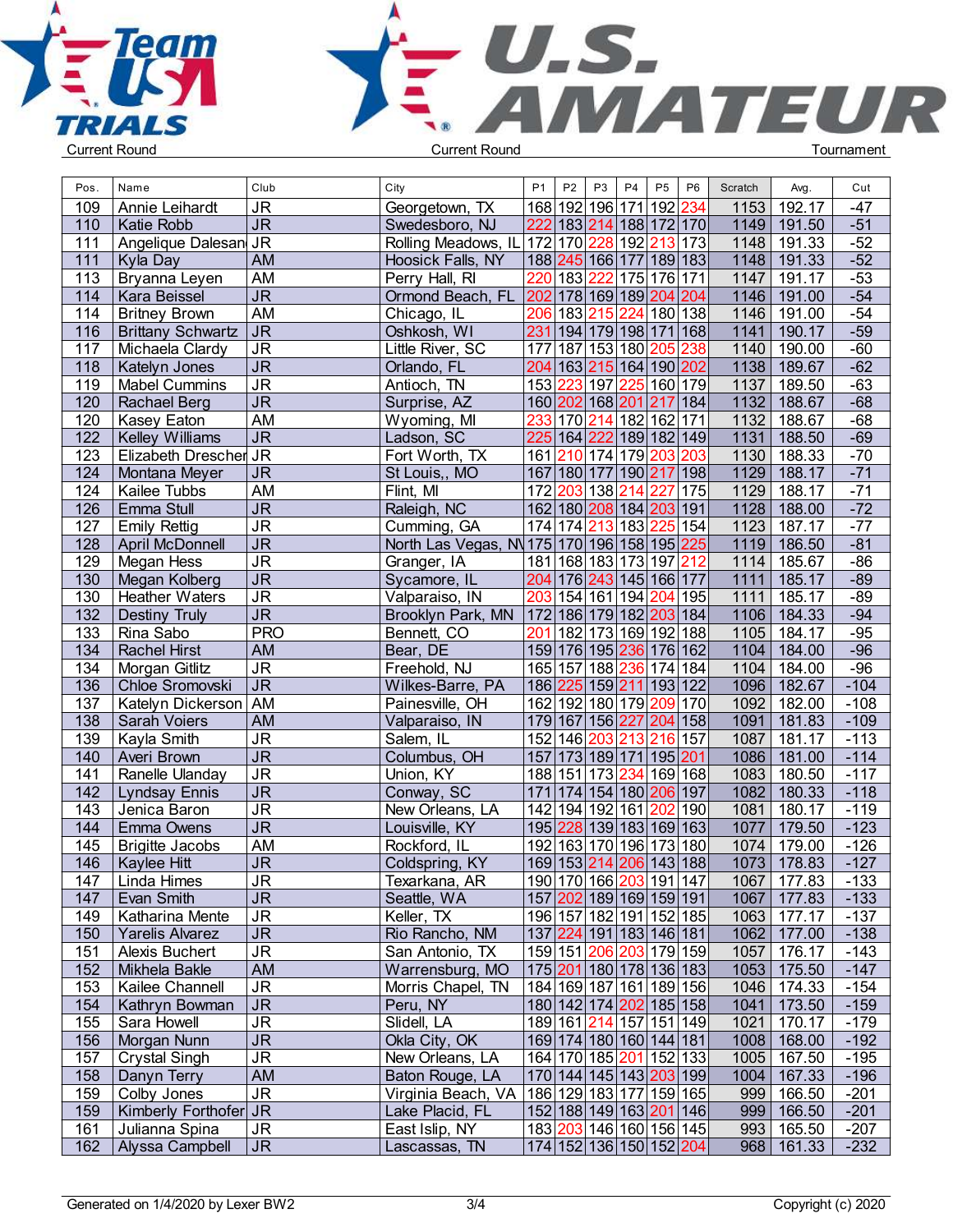Current Round | Current Round | Tournament

| Pos. | Name | Club | City | P1 | P2 | P3 | P4 | P5 | P6 | Scratch | Avg. | Cut |
|---|---|---|---|---|---|---|---|---|---|---|---|---|
| 109 | Annie Leihardt | JR | Georgetown, TX | 168 | 192 | 196 | 171 | 192 | 234 | 1153 | 192.17 | -47 |
| 110 | Katie Robb | JR | Swedesboro, NJ | 222 | 183 | 214 | 188 | 172 | 170 | 1149 | 191.50 | -51 |
| 111 | Angelique Dalesan | JR | Rolling Meadows, IL | 172 | 170 | 228 | 192 | 213 | 173 | 1148 | 191.33 | -52 |
| 111 | Kyla Day | AM | Hoosick Falls, NY | 188 | 245 | 166 | 177 | 189 | 183 | 1148 | 191.33 | -52 |
| 113 | Bryanna Leyen | AM | Perry Hall, RI | 220 | 183 | 222 | 175 | 176 | 171 | 1147 | 191.17 | -53 |
| 114 | Kara Beissel | JR | Ormond Beach, FL | 202 | 178 | 169 | 189 | 204 | 204 | 1146 | 191.00 | -54 |
| 114 | Britney Brown | AM | Chicago, IL | 206 | 183 | 215 | 224 | 180 | 138 | 1146 | 191.00 | -54 |
| 116 | Brittany Schwartz | JR | Oshkosh, WI | 231 | 194 | 179 | 198 | 171 | 168 | 1141 | 190.17 | -59 |
| 117 | Michaela Clardy | JR | Little River, SC | 177 | 187 | 153 | 180 | 205 | 238 | 1140 | 190.00 | -60 |
| 118 | Katelyn Jones | JR | Orlando, FL | 204 | 163 | 215 | 164 | 190 | 202 | 1138 | 189.67 | -62 |
| 119 | Mabel Cummins | JR | Antioch, TN | 153 | 223 | 197 | 225 | 160 | 179 | 1137 | 189.50 | -63 |
| 120 | Rachael Berg | JR | Surprise, AZ | 160 | 202 | 168 | 201 | 217 | 184 | 1132 | 188.67 | -68 |
| 120 | Kasey Eaton | AM | Wyoming, MI | 233 | 170 | 214 | 182 | 162 | 171 | 1132 | 188.67 | -68 |
| 122 | Kelley Williams | JR | Ladson, SC | 225 | 164 | 222 | 189 | 182 | 149 | 1131 | 188.50 | -69 |
| 123 | Elizabeth Drescher | JR | Fort Worth, TX | 161 | 210 | 174 | 179 | 203 | 203 | 1130 | 188.33 | -70 |
| 124 | Montana Meyer | JR | St Louis,, MO | 167 | 180 | 177 | 190 | 217 | 198 | 1129 | 188.17 | -71 |
| 124 | Kailee Tubbs | AM | Flint, MI | 172 | 203 | 138 | 214 | 227 | 175 | 1129 | 188.17 | -71 |
| 126 | Emma Stull | JR | Raleigh, NC | 162 | 180 | 208 | 184 | 203 | 191 | 1128 | 188.00 | -72 |
| 127 | Emily Rettig | JR | Cumming, GA | 174 | 174 | 213 | 183 | 225 | 154 | 1123 | 187.17 | -77 |
| 128 | April McDonnell | JR | North Las Vegas, NV | 175 | 170 | 196 | 158 | 195 | 225 | 1119 | 186.50 | -81 |
| 129 | Megan Hess | JR | Granger, IA | 181 | 168 | 183 | 173 | 197 | 212 | 1114 | 185.67 | -86 |
| 130 | Megan Kolberg | JR | Sycamore, IL | 204 | 176 | 243 | 145 | 166 | 177 | 1111 | 185.17 | -89 |
| 130 | Heather Waters | JR | Valparaiso, IN | 203 | 154 | 161 | 194 | 204 | 195 | 1111 | 185.17 | -89 |
| 132 | Destiny Truly | JR | Brooklyn Park, MN | 172 | 186 | 179 | 182 | 203 | 184 | 1106 | 184.33 | -94 |
| 133 | Rina Sabo | PRO | Bennett, CO | 201 | 182 | 173 | 169 | 192 | 188 | 1105 | 184.17 | -95 |
| 134 | Rachel Hirst | AM | Bear, DE | 159 | 176 | 195 | 236 | 176 | 162 | 1104 | 184.00 | -96 |
| 134 | Morgan Gitlitz | JR | Freehold, NJ | 165 | 157 | 188 | 236 | 174 | 184 | 1104 | 184.00 | -96 |
| 136 | Chloe Sromovski | JR | Wilkes-Barre, PA | 186 | 225 | 159 | 211 | 193 | 122 | 1096 | 182.67 | -104 |
| 137 | Katelyn Dickerson | AM | Painesville, OH | 162 | 192 | 180 | 179 | 209 | 170 | 1092 | 182.00 | -108 |
| 138 | Sarah Voiers | AM | Valparaiso, IN | 179 | 167 | 156 | 227 | 204 | 158 | 1091 | 181.83 | -109 |
| 139 | Kayla Smith | JR | Salem, IL | 152 | 146 | 203 | 213 | 216 | 157 | 1087 | 181.17 | -113 |
| 140 | Averi Brown | JR | Columbus, OH | 157 | 173 | 189 | 171 | 195 | 201 | 1086 | 181.00 | -114 |
| 141 | Ranelle Ulanday | JR | Union, KY | 188 | 151 | 173 | 234 | 169 | 168 | 1083 | 180.50 | -117 |
| 142 | Lyndsay Ennis | JR | Conway, SC | 171 | 174 | 154 | 180 | 206 | 197 | 1082 | 180.33 | -118 |
| 143 | Jenica Baron | JR | New Orleans, LA | 142 | 194 | 192 | 161 | 202 | 190 | 1081 | 180.17 | -119 |
| 144 | Emma Owens | JR | Louisville, KY | 195 | 228 | 139 | 183 | 169 | 163 | 1077 | 179.50 | -123 |
| 145 | Brigitte Jacobs | AM | Rockford, IL | 192 | 163 | 170 | 196 | 173 | 180 | 1074 | 179.00 | -126 |
| 146 | Kaylee Hitt | JR | Coldspring, KY | 169 | 153 | 214 | 206 | 143 | 188 | 1073 | 178.83 | -127 |
| 147 | Linda Himes | JR | Texarkana, AR | 190 | 170 | 166 | 203 | 191 | 147 | 1067 | 177.83 | -133 |
| 147 | Evan Smith | JR | Seattle, WA | 157 | 202 | 189 | 169 | 159 | 191 | 1067 | 177.83 | -133 |
| 149 | Katharina Mente | JR | Keller, TX | 196 | 157 | 182 | 191 | 152 | 185 | 1063 | 177.17 | -137 |
| 150 | Yarelis Alvarez | JR | Rio Rancho, NM | 137 | 224 | 191 | 183 | 146 | 181 | 1062 | 177.00 | -138 |
| 151 | Alexis Buchert | JR | San Antonio, TX | 159 | 151 | 206 | 203 | 179 | 159 | 1057 | 176.17 | -143 |
| 152 | Mikhela Bakle | AM | Warrensburg, MO | 175 | 201 | 180 | 178 | 136 | 183 | 1053 | 175.50 | -147 |
| 153 | Kailee Channell | JR | Morris Chapel, TN | 184 | 169 | 187 | 161 | 189 | 156 | 1046 | 174.33 | -154 |
| 154 | Kathryn Bowman | JR | Peru, NY | 180 | 142 | 174 | 202 | 185 | 158 | 1041 | 173.50 | -159 |
| 155 | Sara Howell | JR | Slidell, LA | 189 | 161 | 214 | 157 | 151 | 149 | 1021 | 170.17 | -179 |
| 156 | Morgan Nunn | JR | Okla City, OK | 169 | 174 | 180 | 160 | 144 | 181 | 1008 | 168.00 | -192 |
| 157 | Crystal Singh | JR | New Orleans, LA | 164 | 170 | 185 | 201 | 152 | 133 | 1005 | 167.50 | -195 |
| 158 | Danyn Terry | AM | Baton Rouge, LA | 170 | 144 | 145 | 143 | 203 | 199 | 1004 | 167.33 | -196 |
| 159 | Colby Jones | JR | Virginia Beach, VA | 186 | 129 | 183 | 177 | 159 | 165 | 999 | 166.50 | -201 |
| 159 | Kimberly Forthofer | JR | Lake Placid, FL | 152 | 188 | 149 | 163 | 201 | 146 | 999 | 166.50 | -201 |
| 161 | Julianna Spina | JR | East Islip, NY | 183 | 203 | 146 | 160 | 156 | 145 | 993 | 165.50 | -207 |
| 162 | Alyssa Campbell | JR | Lascassas, TN | 174 | 152 | 136 | 150 | 152 | 204 | 968 | 161.33 | -232 |

Generated on 1/4/2020 by Lexer BW2 — Copyright (c) 2020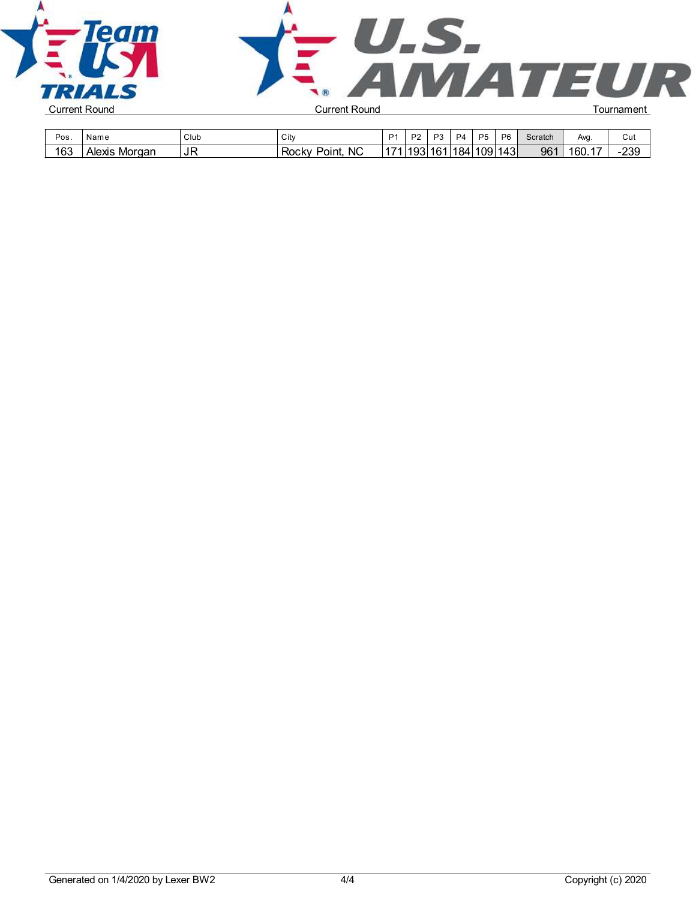| Current Round | Current Round | Tournament |
|---|---|---|

| Pos. | Name | Club | City | P1 | P2 | P3 | P4 | P5 | P6 | Scratch | Avg. | Cut |
|---|---|---|---|---|---|---|---|---|---|---|---|---|
| 163 | Alexis Morgan | JR | Rocky Point, NC | 171 | 193 | 161 | 184 | 109 | 143 | 961 | 160.17 | -239 |

Generated on 1/4/2020 by Lexer BW2

Copyright (c) 2020